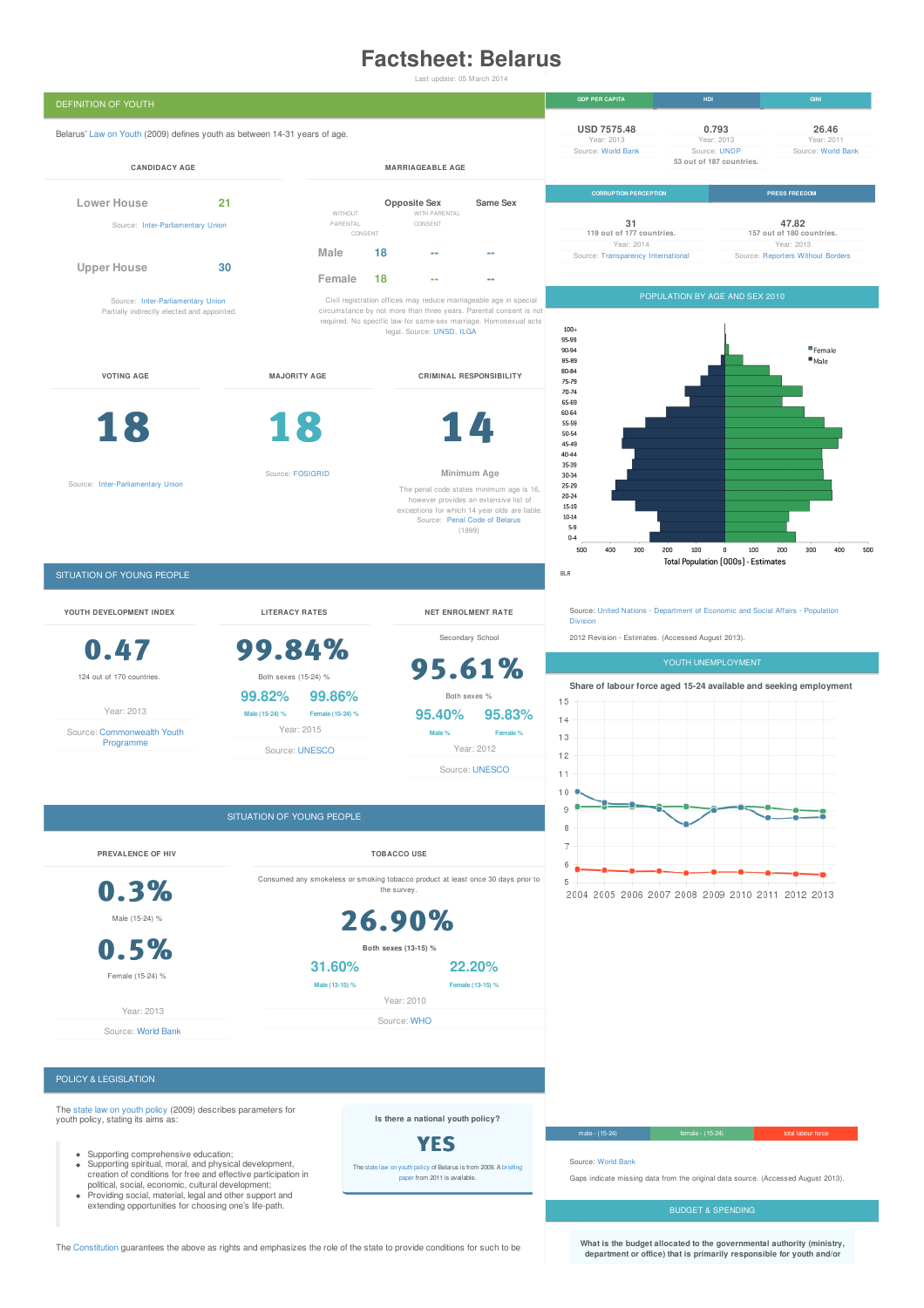# Factsheet: Belarus

Last update: 05 March 2014

## DEFINITION OF YOUTH

Belarus' Law on Youth (2009) defines youth as between 14-31 years of age.

### CANDIDACY AGE

| | |
|---|---|
| Lower House | 21 |
| Upper House | 30 |

Source: Inter-Parliamentary Union

Source: Inter-Parliamentary Union
Partially indirectly elected and appointed.

### MARRIAGEABLE AGE

| | Without parental consent | Opposite Sex With parental consent | Same Sex |
|---|---|---|---|
| Male | 18 | -- | -- |
| Female | 18 | -- | -- |

Civil registration offices may reduce marriageable age in special circumstance by not more than three years. Parental consent is not required. No specific law for same-sex marriage. Homosexual acts legal. Source: UNSD, ILGA

### VOTING AGE

**18**

Source: Inter-Parliamentary Union

### MAJORITY AGE

**18**

Source: FOSIGRID

### CRIMINAL RESPONSIBILITY

**14**

Minimum Age

The penal code states minimum age is 16, however provides an extensive list of exceptions for which 14 year olds are liable. Source: Penal Code of Belarus (1999)

| GDP PER CAPITA | HDI | GINI |
|---|---|---|
| USD 7575.48 | 0.793 | 26.46 |
| Year: 2013 | Year: 2013 | Year: 2011 |
| Source: World Bank | Source: UNDP | Source: World Bank |
| | 53 out of 187 countries. | |

| CORRUPTION PERCEPTION | PRESS FREEDOM |
|---|---|
| 31 | 47.82 |
| 119 out of 177 countries. | 157 out of 180 countries. |
| Year: 2014 | Year: 2013 |
| Source: Transparency International | Source: Reporters Without Borders |

## POPULATION BY AGE AND SEX 2010

Total Population (000s) - Estimates

BLR

Source: United Nations - Department of Economic and Social Affairs - Population Division

2012 Revision - Estimates. (Accessed August 2013).

## SITUATION OF YOUNG PEOPLE

### YOUTH DEVELOPMENT INDEX

**0.47**

124 out of 170 countries.

Year: 2013

Source: Commonwealth Youth Programme

### LITERACY RATES

**99.84%**

Both sexes (15-24) %

| 99.82% | 99.86% |
|---|---|
| Male (15-24) % | Female (15-24) % |

Year: 2015

Source: UNESCO

### NET ENROLMENT RATE

Secondary School

**95.61%**

Both sexes %

| 95.40% | 95.83% |
|---|---|
| Male % | Female % |

Year: 2012

Source: UNESCO

## YOUTH UNEMPLOYMENT

Share of labour force aged 15-24 available and seeking employment

male - (15-24) | female - (15-24) | total labour force

Source: World Bank

Gaps indicate missing data from the original data source. (Accessed August 2013).

## SITUATION OF YOUNG PEOPLE

### PREVALENCE OF HIV

**0.3%**

Male (15-24) %

**0.5%**

Female (15-24) %

Year: 2013

Source: World Bank

### TOBACCO USE

Consumed any smokeless or smoking tobacco product at least once 30 days prior to the survey.

**26.90%**

Both sexes (13-15) %

| 31.60% | 22.20% |
|---|---|
| Male (13-15) % | Female (13-15) % |

Year: 2010

Source: WHO

## POLICY & LEGISLATION

The state law on youth policy (2009) describes parameters for youth policy, stating its aims as:

- Supporting comprehensive education;
- Supporting spiritual, moral, and physical development, creation of conditions for free and effective participation in political, social, economic, cultural development;
- Providing social, material, legal and other support and extending opportunities for choosing one's life-path.

**Is there a national youth policy?**

**YES**

The state law on youth policy of Belarus is from 2009. A briefing paper from 2011 is available.

The Constitution guarantees the above as rights and emphasizes the role of the state to provide conditions for such to be

## BUDGET & SPENDING

**What is the budget allocated to the governmental authority (ministry, department or office) that is primarily responsible for youth and/or**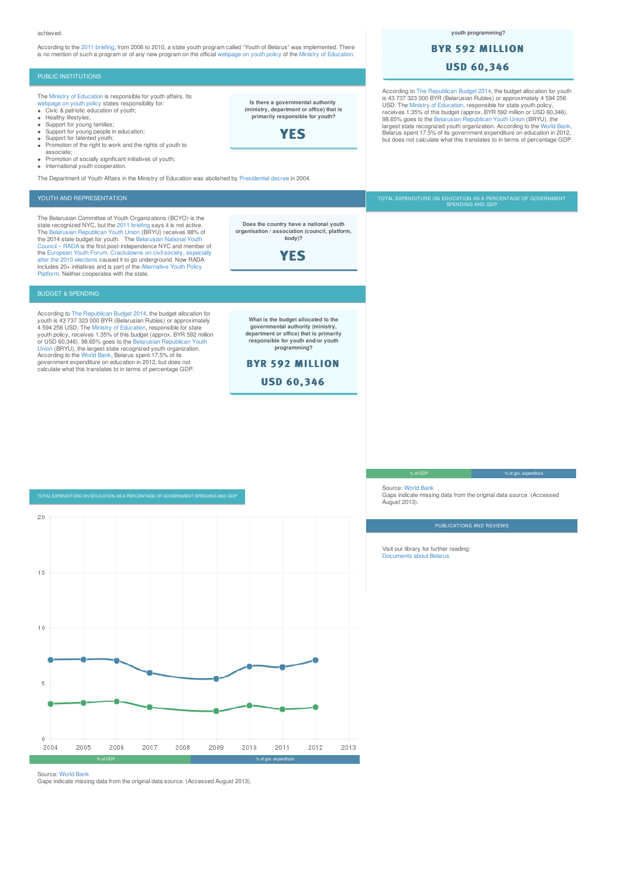achieved.

According to the 2011 briefing, from 2006 to 2010, a state youth program called "Youth of Belarus" was implemented. There is no mention of such a program or of any new program on the official webpage on youth policy of the Ministry of Education.

## PUBLIC INSTITUTIONS

The Ministry of Education is responsible for youth affairs. Its webpage on youth policy states responsibility for:

- Civic & patriotic education of youth;
- Healthy lifestyles;
- Support for young families;
- Support for young people in education;
- Support for talented youth;
- Promotion of the right to work and the rights of youth to associate;
- Promotion of socially significant initiatives of youth;
- International youth cooperation.

**Is there a governmental authority (ministry, department or office) that is primarily responsible for youth?**

**YES**

The Department of Youth Affairs in the Ministry of Education was abolished by Presidential decree in 2004.

## YOUTH AND REPRESENTATION

The Belarusian Committee of Youth Organizations (BCYO) is the state recognized NYC, but the 2011 briefing says it is not active. The Belarusian Republican Youth Union (BRYU) receives 98% of the 2014 state budget for youth. The Belarusian National Youth Council – RADA is the first post-independence NYC and member of the European Youth Forum. Crackdowns on civil society, especially after the 2010 elections caused it to go underground. Now RADA includes 20+ initiatives and is part of the Alternative Youth Policy Platform. Neither cooperates with the state.

**Does the country have a national youth organisation / association (council, platform, body)?**

**YES**

## BUDGET & SPENDING

According to The Republican Budget 2014, the budget allocation for youth is 43 737 323 000 BYR (Belarusian Rubles) or approximately 4 594 256 USD. The Ministry of Education, responsible for state youth policy, receives 1.35% of this budget (approx. BYR 592 million or USD 60,346). 98.65% goes to the Belarusian Republican Youth Union (BRYU), the largest state recognized youth organization. According to the World Bank, Belarus spent 17.5% of its government expenditure on education in 2012, but does not calculate what this translates to in terms of percentage GDP.

**What is the budget allocated to the governmental authority (ministry, department or office) that is primarily responsible for youth and/or youth programming?**

**BYR 592 MILLION**

**USD 60,346**

## TOTAL EXPENDITURE ON EDUCATION AS A PERCENTAGE OF GOVERNMENT SPENDING AND GDP

20
15
10
5
0
2004 2005 2006 2007 2008 2009 2010 2011 2012 2013

% of GDP
% of gov. expenditure

Source: World Bank
Gaps indicate missing data from the original data source. (Accessed August 2013).

## PUBLICATIONS AND REVIEWS

Visit our library for further reading:
Documents about Belarus